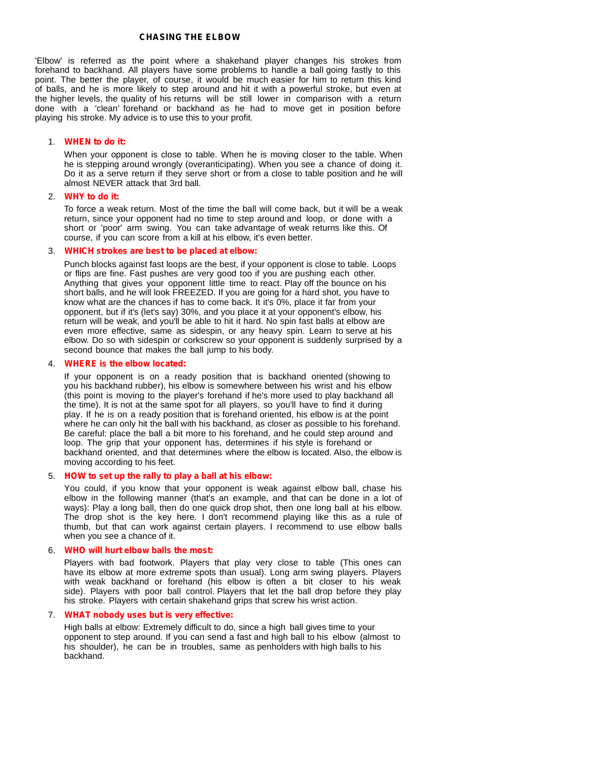# CHASING THE ELBOW

'Elbow' is referred as the point where a shakehand player changes his strokes from forehand to backhand. All players have some problems to handle a ball going fastly to this point. The better the player, of course, it would be much easier for him to return this kind of balls, and he is more likely to step around and hit it with a powerful stroke, but even at the higher levels, the quality of his returns will be still lower in comparison with a return done with a 'clean' forehand or backhand as he had to move get in position before playing his stroke. My advice is to use this to your profit.

1. **WHEN to do it:**

   When your opponent is close to table. When he is moving closer to the table. When he is stepping around wrongly (overanticipating). When you see a chance of doing it. Do it as a serve return if they serve short or from a close to table position and he will almost NEVER attack that 3rd ball.

2. **WHY to do it:**

   To force a weak return. Most of the time the ball will come back, but it will be a weak return, since your opponent had no time to step around and loop, or done with a short or 'poor' arm swing. You can take advantage of weak returns like this. Of course, if you can score from a kill at his elbow, it's even better.

3. **WHICH strokes are best to be placed at elbow:**

   Punch blocks against fast loops are the best, if your opponent is close to table. Loops or flips are fine. Fast pushes are very good too if you are pushing each other. Anything that gives your opponent little time to react. Play off the bounce on his short balls, and he will look FREEZED. If you are going for a hard shot, you have to know what are the chances if has to come back. It it's 0%, place it far from your opponent, but if it's (let's say) 30%, and you place it at your opponent's elbow, his return will be weak, and you'll be able to hit it hard. No spin fast balls at elbow are even more effective, same as sidespin, or any heavy spin. Learn to serve at his elbow. Do so with sidespin or corkscrew so your opponent is suddenly surprised by a second bounce that makes the ball jump to his body.

4. **WHERE is the elbow located:**

   If your opponent is on a ready position that is backhand oriented (showing to you his backhand rubber), his elbow is somewhere between his wrist and his elbow (this point is moving to the player's forehand if he's more used to play backhand all the time). It is not at the same spot for all players, so you'll have to find it during play. If he is on a ready position that is forehand oriented, his elbow is at the point where he can only hit the ball with his backhand, as closer as possible to his forehand. Be careful: place the ball a bit more to his forehand, and he could step around and loop. The grip that your opponent has, determines if his style is forehand or backhand oriented, and that determines where the elbow is located. Also, the elbow is moving according to his feet.

5. **HOW to set up the rally to play a ball at his elbow:**

   You could, if you know that your opponent is weak against elbow ball, chase his elbow in the following manner (that's an example, and that can be done in a lot of ways): Play a long ball, then do one quick drop shot, then one long ball at his elbow. The drop shot is the key here. I don't recommend playing like this as a rule of thumb, but that can work against certain players. I recommend to use elbow balls when you see a chance of it.

6. **WHO will hurt elbow balls the most:**

   Players with bad footwork. Players that play very close to table (This ones can have its elbow at more extreme spots than usual). Long arm swing players. Players with weak backhand or forehand (his elbow is often a bit closer to his weak side). Players with poor ball control. Players that let the ball drop before they play his stroke. Players with certain shakehand grips that screw his wrist action.

7. **WHAT nobody uses but is very effective:**

   High balls at elbow: Extremely difficult to do, since a high ball gives time to your opponent to step around. If you can send a fast and high ball to his elbow (almost to his shoulder), he can be in troubles, same as penholders with high balls to his backhand.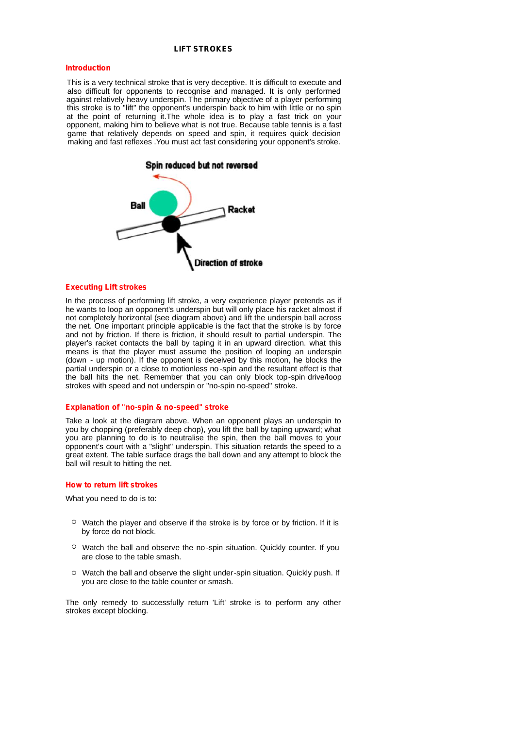# LIFT STROKES

## Introduction

This is a very technical stroke that is very deceptive. It is difficult to execute and also difficult for opponents to recognise and managed. It is only performed against relatively heavy underspin. The primary objective of a player performing this stroke is to "lift" the opponent's underspin back to him with little or no spin at the point of returning it.The whole idea is to play a fast trick on your opponent, making him to believe what is not true. Because table tennis is a fast game that relatively depends on speed and spin, it requires quick decision making and fast reflexes .You must act fast considering your opponent's stroke.

## Executing Lift strokes

In the process of performing lift stroke, a very experience player pretends as if he wants to loop an opponent's underspin but will only place his racket almost if not completely horizontal (see diagram above) and lift the underspin ball across the net. One important principle applicable is the fact that the stroke is by force and not by friction. If there is friction, it should result to partial underspin. The player's racket contacts the ball by taping it in an upward direction. what this means is that the player must assume the position of looping an underspin (down - up motion). If the opponent is deceived by this motion, he blocks the partial underspin or a close to motionless no-spin and the resultant effect is that the ball hits the net. Remember that you can only block top-spin drive/loop strokes with speed and not underspin or "no-spin no-speed" stroke.

## Explanation of "no-spin & no-speed" stroke

Take a look at the diagram above. When an opponent plays an underspin to you by chopping (preferably deep chop), you lift the ball by taping upward; what you are planning to do is to neutralise the spin, then the ball moves to your opponent's court with a "slight" underspin. This situation retards the speed to a great extent. The table surface drags the ball down and any attempt to block the ball will result to hitting the net.

## How to return lift strokes

What you need to do is to:

- Watch the player and observe if the stroke is by force or by friction. If it is by force do not block.
- Watch the ball and observe the no-spin situation. Quickly counter. If you are close to the table smash.
- Watch the ball and observe the slight under-spin situation. Quickly push. If you are close to the table counter or smash.

The only remedy to successfully return 'Lift' stroke is to perform any other strokes except blocking.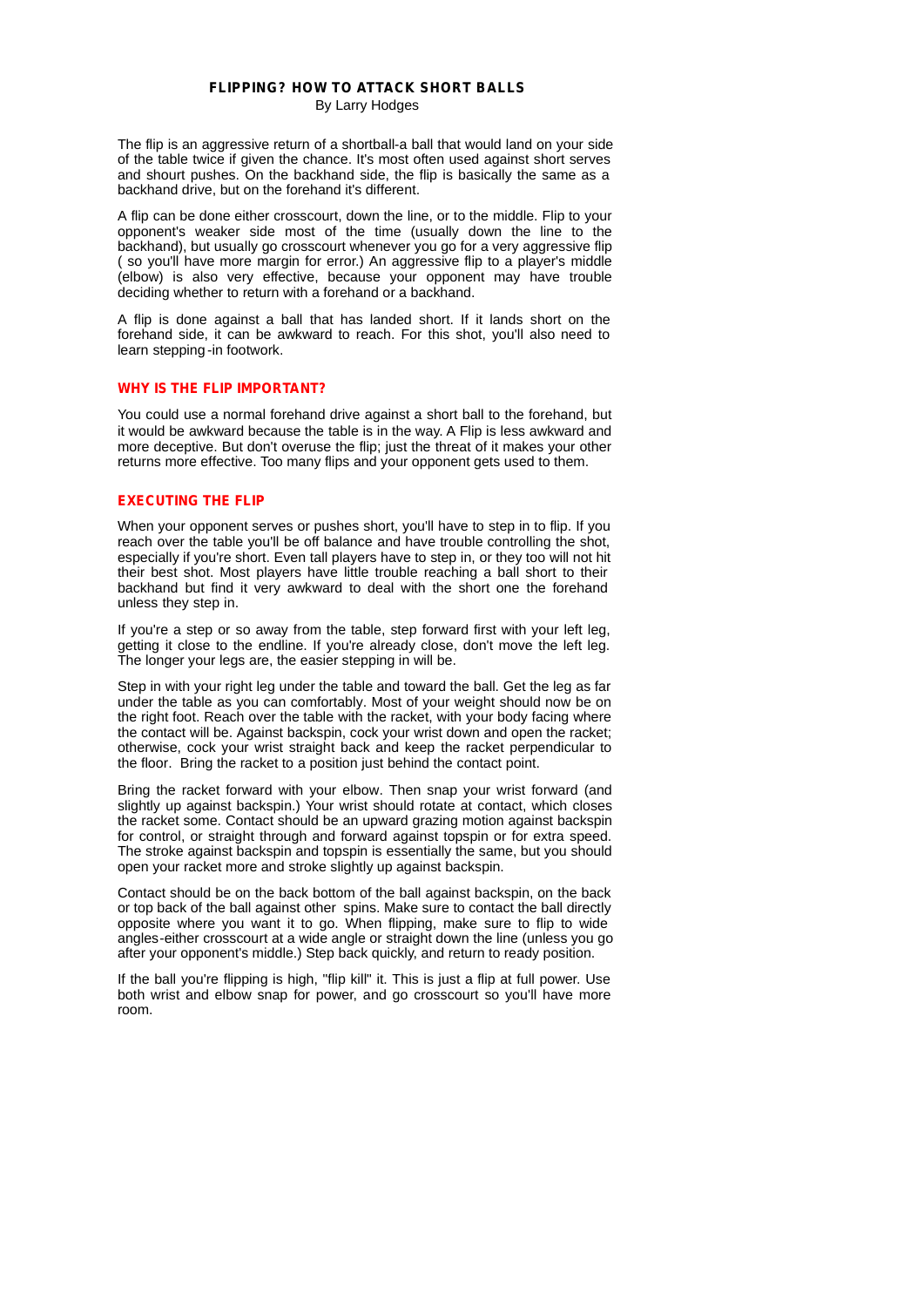# FLIPPING? HOW TO ATTACK SHORT BALLS

By Larry Hodges

The flip is an aggressive return of a shortball-a ball that would land on your side of the table twice if given the chance. It's most often used against short serves and shourt pushes. On the backhand side, the flip is basically the same as a backhand drive, but on the forehand it's different.

A flip can be done either crosscourt, down the line, or to the middle. Flip to your opponent's weaker side most of the time (usually down the line to the backhand), but usually go crosscourt whenever you go for a very aggressive flip ( so you'll have more margin for error.) An aggressive flip to a player's middle (elbow) is also very effective, because your opponent may have trouble deciding whether to return with a forehand or a backhand.

A flip is done against a ball that has landed short. If it lands short on the forehand side, it can be awkward to reach. For this shot, you'll also need to learn stepping-in footwork.

## WHY IS THE FLIP IMPORTANT?

You could use a normal forehand drive against a short ball to the forehand, but it would be awkward because the table is in the way. A Flip is less awkward and more deceptive. But don't overuse the flip; just the threat of it makes your other returns more effective. Too many flips and your opponent gets used to them.

## EXECUTING THE FLIP

When your opponent serves or pushes short, you'll have to step in to flip. If you reach over the table you'll be off balance and have trouble controlling the shot, especially if you're short. Even tall players have to step in, or they too will not hit their best shot. Most players have little trouble reaching a ball short to their backhand but find it very awkward to deal with the short one the forehand unless they step in.

If you're a step or so away from the table, step forward first with your left leg, getting it close to the endline. If you're already close, don't move the left leg. The longer your legs are, the easier stepping in will be.

Step in with your right leg under the table and toward the ball. Get the leg as far under the table as you can comfortably. Most of your weight should now be on the right foot. Reach over the table with the racket, with your body facing where the contact will be. Against backspin, cock your wrist down and open the racket; otherwise, cock your wrist straight back and keep the racket perpendicular to the floor. Bring the racket to a position just behind the contact point.

Bring the racket forward with your elbow. Then snap your wrist forward (and slightly up against backspin.) Your wrist should rotate at contact, which closes the racket some. Contact should be an upward grazing motion against backspin for control, or straight through and forward against topspin or for extra speed. The stroke against backspin and topspin is essentially the same, but you should open your racket more and stroke slightly up against backspin.

Contact should be on the back bottom of the ball against backspin, on the back or top back of the ball against other spins. Make sure to contact the ball directly opposite where you want it to go. When flipping, make sure to flip to wide angles-either crosscourt at a wide angle or straight down the line (unless you go after your opponent's middle.) Step back quickly, and return to ready position.

If the ball you're flipping is high, "flip kill" it. This is just a flip at full power. Use both wrist and elbow snap for power, and go crosscourt so you'll have more room.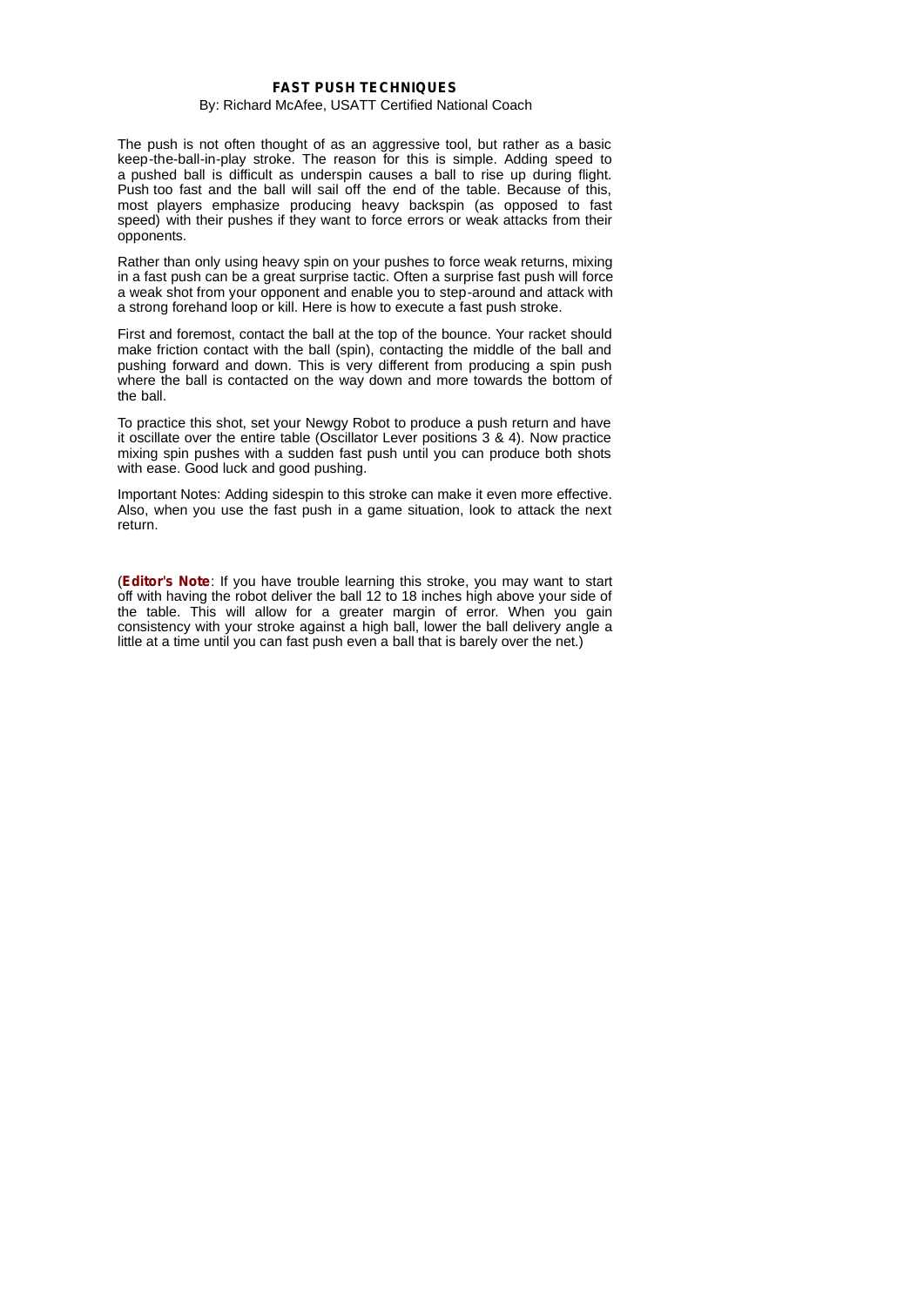# FAST PUSH TECHNIQUES

By: Richard McAfee, USATT Certified National Coach

The push is not often thought of as an aggressive tool, but rather as a basic keep-the-ball-in-play stroke. The reason for this is simple. Adding speed to a pushed ball is difficult as underspin causes a ball to rise up during flight. Push too fast and the ball will sail off the end of the table. Because of this, most players emphasize producing heavy backspin (as opposed to fast speed) with their pushes if they want to force errors or weak attacks from their opponents.

Rather than only using heavy spin on your pushes to force weak returns, mixing in a fast push can be a great surprise tactic. Often a surprise fast push will force a weak shot from your opponent and enable you to step-around and attack with a strong forehand loop or kill. Here is how to execute a fast push stroke.

First and foremost, contact the ball at the top of the bounce. Your racket should make friction contact with the ball (spin), contacting the middle of the ball and pushing forward and down. This is very different from producing a spin push where the ball is contacted on the way down and more towards the bottom of the ball.

To practice this shot, set your Newgy Robot to produce a push return and have it oscillate over the entire table (Oscillator Lever positions 3 & 4). Now practice mixing spin pushes with a sudden fast push until you can produce both shots with ease. Good luck and good pushing.

Important Notes: Adding sidespin to this stroke can make it even more effective. Also, when you use the fast push in a game situation, look to attack the next return.

(**Editor's Note**: If you have trouble learning this stroke, you may want to start off with having the robot deliver the ball 12 to 18 inches high above your side of the table. This will allow for a greater margin of error. When you gain consistency with your stroke against a high ball, lower the ball delivery angle a little at a time until you can fast push even a ball that is barely over the net.)